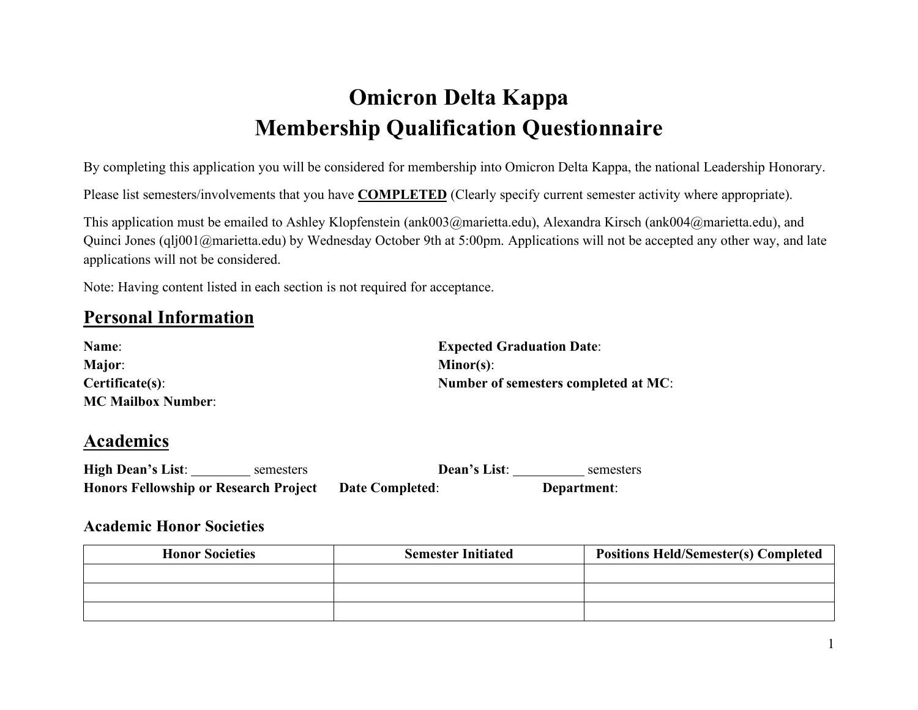# Omicron Delta Kappa
# Membership Qualification Questionnaire

By completing this application you will be considered for membership into Omicron Delta Kappa, the national Leadership Honorary.

Please list semesters/involvements that you have **COMPLETED** (Clearly specify current semester activity where appropriate).

This application must be emailed to Ashley Klopfenstein (ank003@marietta.edu), Alexandra Kirsch (ank004@marietta.edu), and Quinci Jones (qlj001@marietta.edu) by Wednesday October 9th at 5:00pm. Applications will not be accepted any other way, and late applications will not be considered.

Note: Having content listed in each section is not required for acceptance.

## Personal Information

**Name**:
**Expected Graduation Date**:
**Major**:
**Minor(s)**:
**Certificate(s)**:
**Number of semesters completed at MC**:
**MC Mailbox Number**:

## Academics

**High Dean's List**: _________ semesters
**Dean's List**: __________ semesters
**Honors Fellowship or Research Project** **Date Completed**: **Department**:

### Academic Honor Societies

| Honor Societies | Semester Initiated | Positions Held/Semester(s) Completed |
|---|---|---|
| | | |
| | | |
| | | |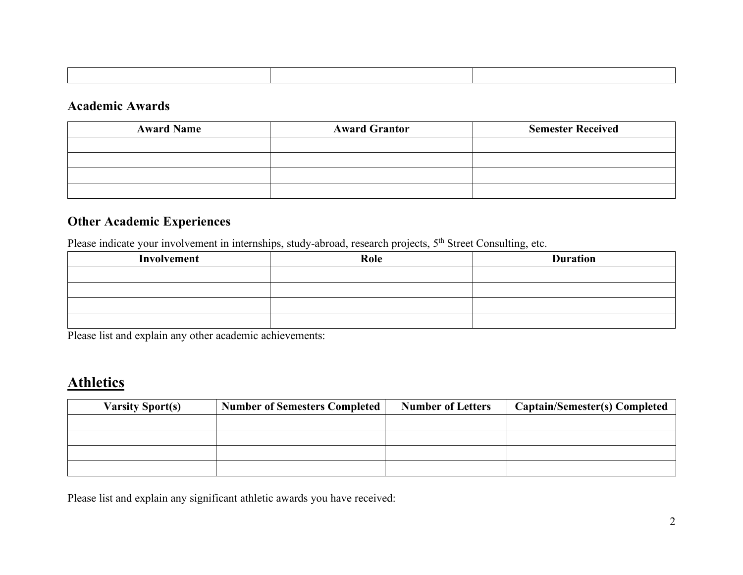|  |  |  |
|---|---|---|
|  |  |  |

### Academic Awards

| Award Name | Award Grantor | Semester Received |
|---|---|---|
|  |  |  |
|  |  |  |
|  |  |  |
|  |  |  |

### Other Academic Experiences

Please indicate your involvement in internships, study-abroad, research projects, 5th Street Consulting, etc.

| Involvement | Role | Duration |
|---|---|---|
|  |  |  |
|  |  |  |
|  |  |  |
|  |  |  |

Please list and explain any other academic achievements:

## Athletics

| Varsity Sport(s) | Number of Semesters Completed | Number of Letters | Captain/Semester(s) Completed |
|---|---|---|---|
|  |  |  |  |
|  |  |  |  |
|  |  |  |  |
|  |  |  |  |

Please list and explain any significant athletic awards you have received: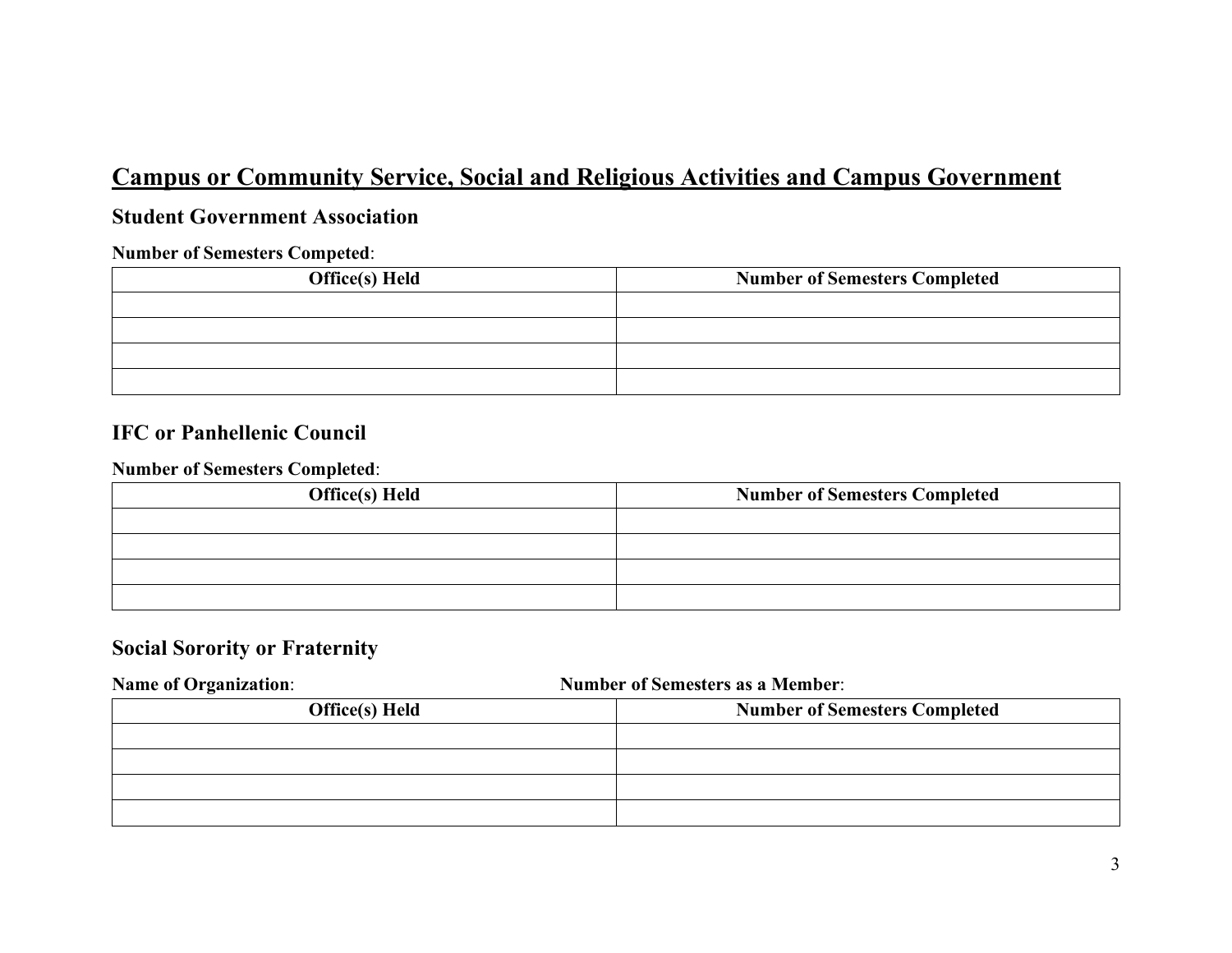## Campus or Community Service, Social and Religious Activities and Campus Government

### Student Government Association

**Number of Semesters Competed**:

| Office(s) Held | Number of Semesters Completed |
| --- | --- |
| | |
| | |
| | |
| | |

### IFC or Panhellenic Council

**Number of Semesters Completed**:

| Office(s) Held | Number of Semesters Completed |
| --- | --- |
| | |
| | |
| | |
| | |

### Social Sorority or Fraternity

**Name of Organization**: **Number of Semesters as a Member**:

| Office(s) Held | Number of Semesters Completed |
| --- | --- |
| | |
| | |
| | |
| | |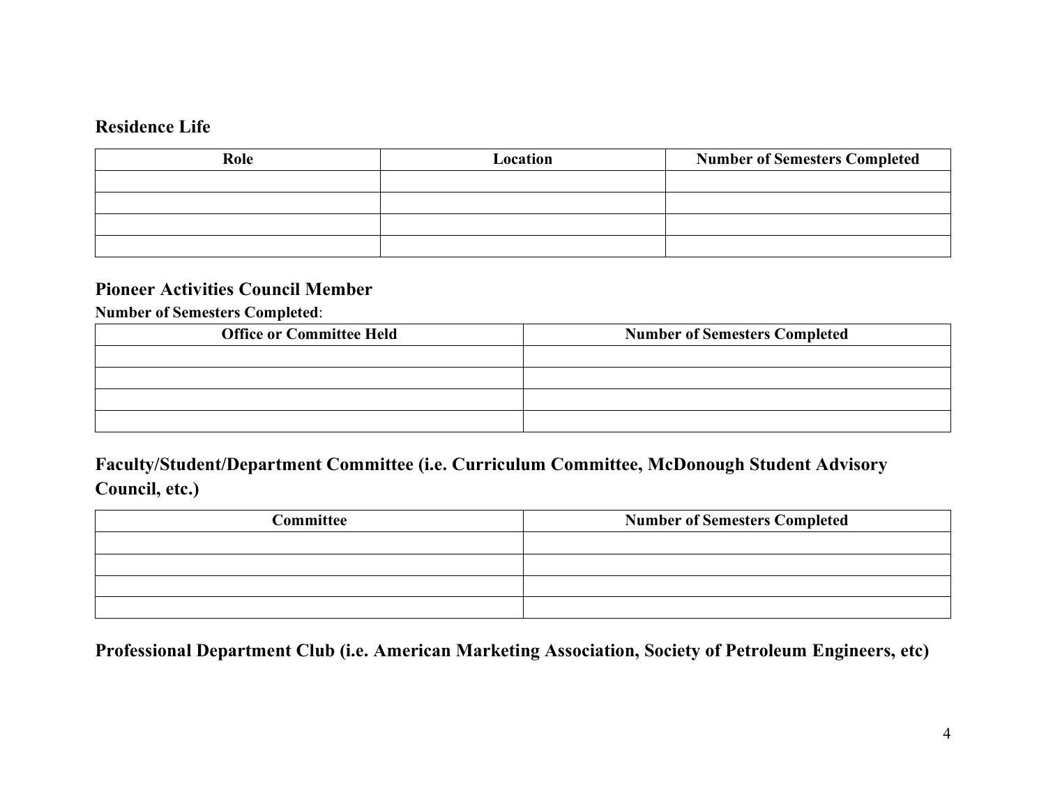## Residence Life

| Role | Location | Number of Semesters Completed |
|---|---|---|
| | | |
| | | |
| | | |
| | | |

## Pioneer Activities Council Member

**Number of Semesters Completed**:

| Office or Committee Held | Number of Semesters Completed |
|---|---|
| | |
| | |
| | |
| | |

## Faculty/Student/Department Committee (i.e. Curriculum Committee, McDonough Student Advisory Council, etc.)

| Committee | Number of Semesters Completed |
|---|---|
| | |
| | |
| | |
| | |

## Professional Department Club (i.e. American Marketing Association, Society of Petroleum Engineers, etc)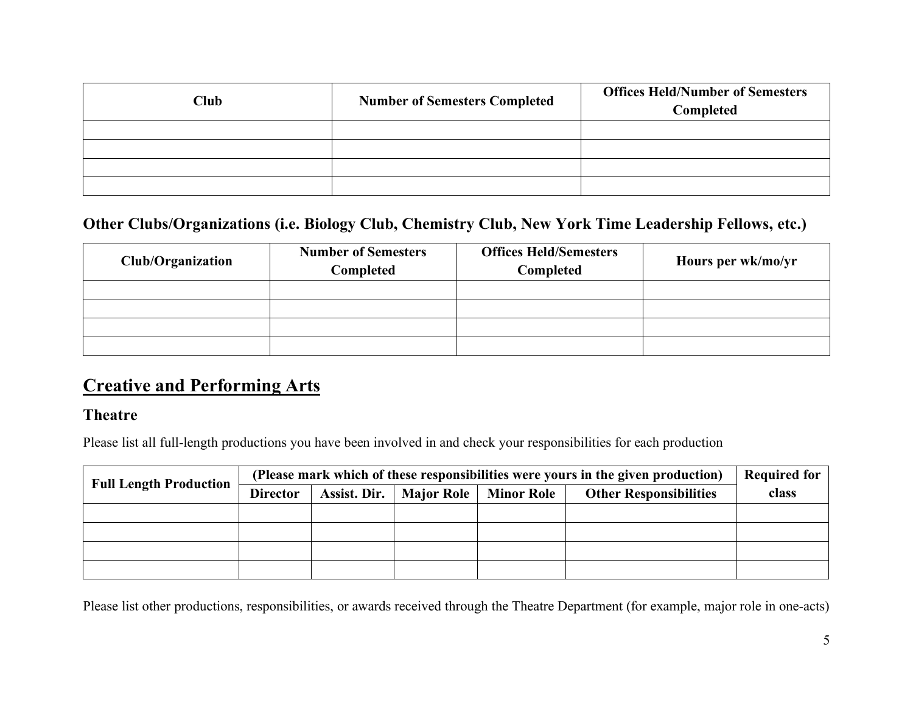| Club | Number of Semesters Completed | Offices Held/Number of Semesters Completed |
|---|---|---|
| | | |
| | | |
| | | |
| | | |

### Other Clubs/Organizations (i.e. Biology Club, Chemistry Club, New York Time Leadership Fellows, etc.)

| Club/Organization | Number of Semesters Completed | Offices Held/Semesters Completed | Hours per wk/mo/yr |
|---|---|---|---|
| | | | |
| | | | |
| | | | |
| | | | |

## Creative and Performing Arts

### Theatre

Please list all full-length productions you have been involved in and check your responsibilities for each production

| Full Length Production | (Please mark which of these responsibilities were yours in the given production) | | | | | Required for class |
|---|---|---|---|---|---|---|
| | Director | Assist. Dir. | Major Role | Minor Role | Other Responsibilities | |
| | | | | | | |
| | | | | | | |
| | | | | | | |
| | | | | | | |

Please list other productions, responsibilities, or awards received through the Theatre Department (for example, major role in one-acts)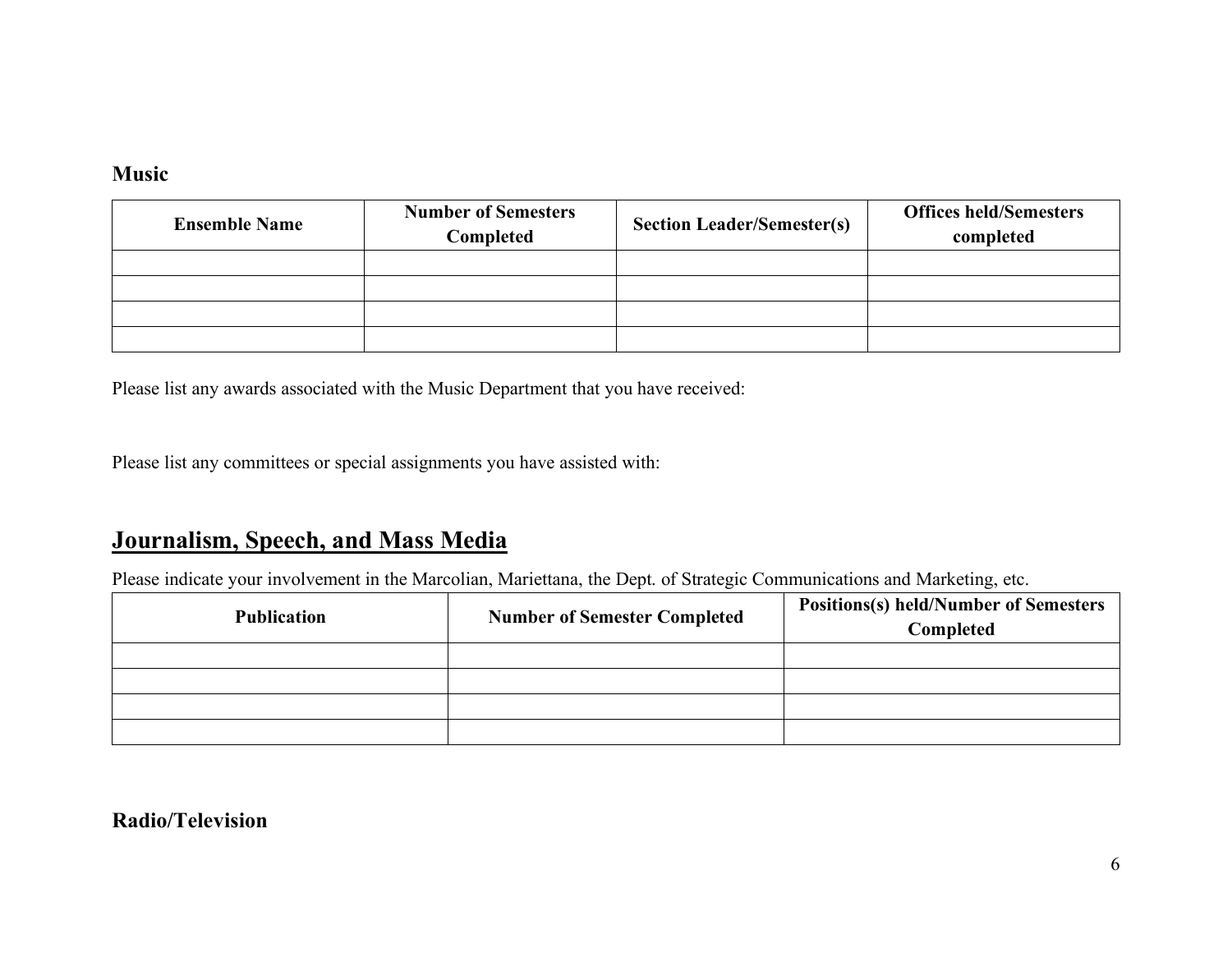### Music

| Ensemble Name | Number of Semesters Completed | Section Leader/Semester(s) | Offices held/Semesters completed |
|---|---|---|---|
| | | | |
| | | | |
| | | | |
| | | | |

Please list any awards associated with the Music Department that you have received:

Please list any committees or special assignments you have assisted with:

## Journalism, Speech, and Mass Media

Please indicate your involvement in the Marcolian, Mariettana, the Dept. of Strategic Communications and Marketing, etc.

| Publication | Number of Semester Completed | Positions(s) held/Number of Semesters Completed |
|---|---|---|
| | | |
| | | |
| | | |
| | | |

### Radio/Television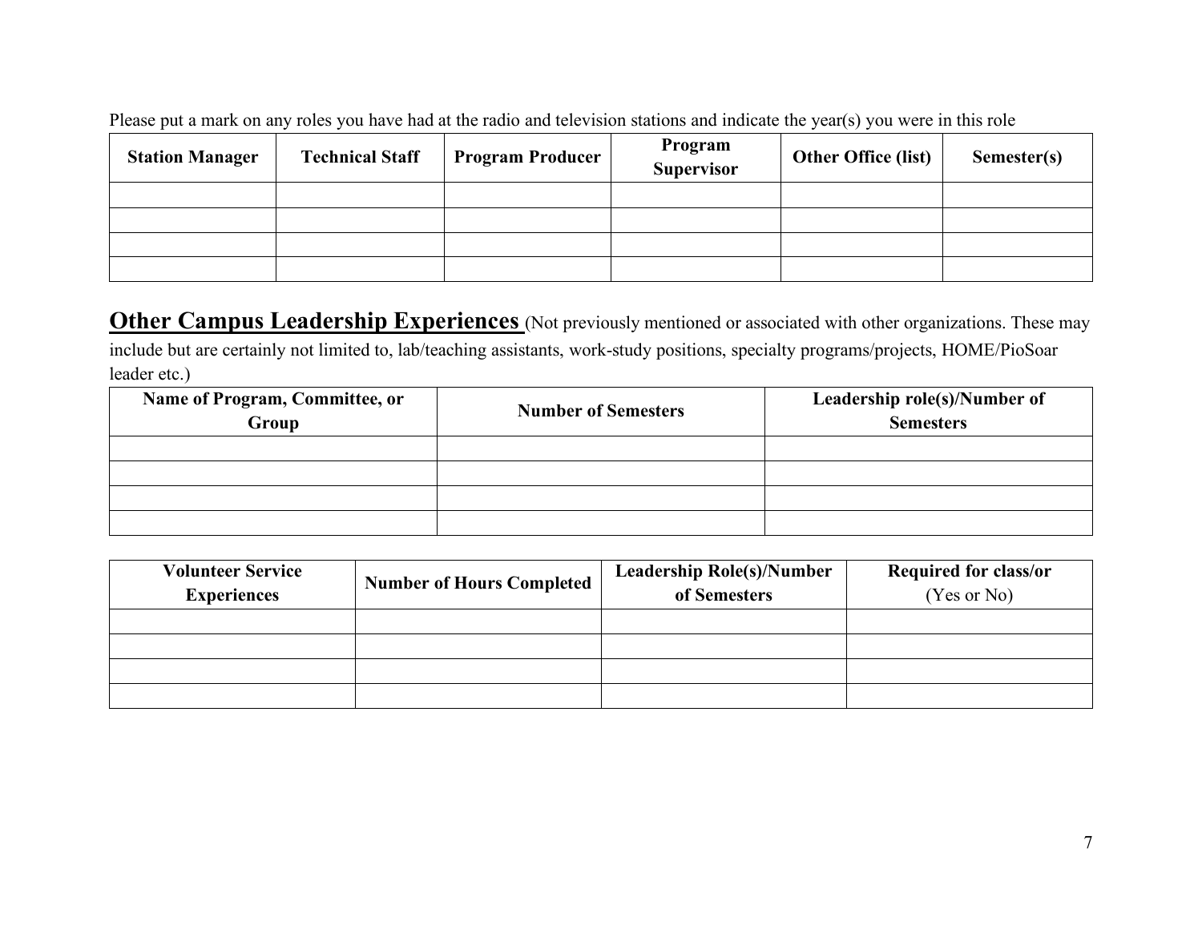Please put a mark on any roles you have had at the radio and television stations and indicate the year(s) you were in this role

| Station Manager | Technical Staff | Program Producer | Program Supervisor | Other Office (list) | Semester(s) |
|---|---|---|---|---|---|
| | | | | | |
| | | | | | |
| | | | | | |
| | | | | | |

## Other Campus Leadership Experiences

(Not previously mentioned or associated with other organizations. These may include but are certainly not limited to, lab/teaching assistants, work-study positions, specialty programs/projects, HOME/PioSoar leader etc.)

| Name of Program, Committee, or Group | Number of Semesters | Leadership role(s)/Number of Semesters |
|---|---|---|
| | | |
| | | |
| | | |
| | | |

| Volunteer Service Experiences | Number of Hours Completed | Leadership Role(s)/Number of Semesters | Required for class/or (Yes or No) |
|---|---|---|---|
| | | | |
| | | | |
| | | | |
| | | | |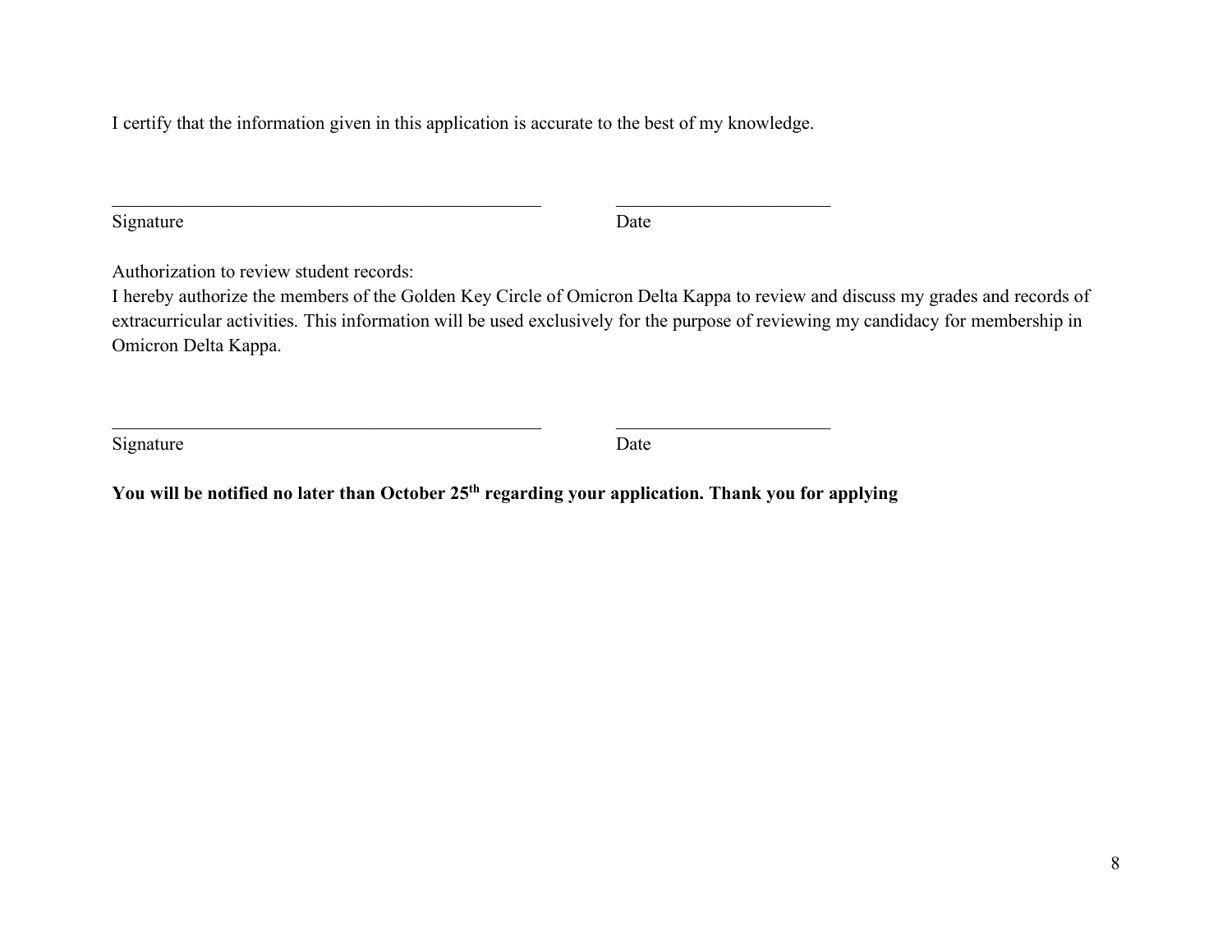I certify that the information given in this application is accurate to the best of my knowledge.

_______________________________________________ &nbsp;&nbsp;&nbsp;&nbsp;&nbsp;&nbsp;&nbsp;&nbsp; _______________________

Signature &nbsp;&nbsp;&nbsp;&nbsp;&nbsp;&nbsp;&nbsp;&nbsp;&nbsp;&nbsp;&nbsp;&nbsp;&nbsp;&nbsp;&nbsp;&nbsp;&nbsp;&nbsp;&nbsp;&nbsp;&nbsp;&nbsp;&nbsp;&nbsp;&nbsp;&nbsp;&nbsp;&nbsp;&nbsp;&nbsp;&nbsp;&nbsp;&nbsp;&nbsp;&nbsp;&nbsp;&nbsp;&nbsp;&nbsp;&nbsp;&nbsp;&nbsp;&nbsp;&nbsp;&nbsp;&nbsp;&nbsp;&nbsp;&nbsp;&nbsp;&nbsp;&nbsp;&nbsp;&nbsp;&nbsp;&nbsp;&nbsp;&nbsp;&nbsp;&nbsp;&nbsp;&nbsp;&nbsp;&nbsp;&nbsp;&nbsp;&nbsp;&nbsp; Date

Authorization to review student records:
I hereby authorize the members of the Golden Key Circle of Omicron Delta Kappa to review and discuss my grades and records of extracurricular activities. This information will be used exclusively for the purpose of reviewing my candidacy for membership in Omicron Delta Kappa.

_______________________________________________ &nbsp;&nbsp;&nbsp;&nbsp;&nbsp;&nbsp;&nbsp;&nbsp; _______________________

Signature &nbsp;&nbsp;&nbsp;&nbsp;&nbsp;&nbsp;&nbsp;&nbsp;&nbsp;&nbsp;&nbsp;&nbsp;&nbsp;&nbsp;&nbsp;&nbsp;&nbsp;&nbsp;&nbsp;&nbsp;&nbsp;&nbsp;&nbsp;&nbsp;&nbsp;&nbsp;&nbsp;&nbsp;&nbsp;&nbsp;&nbsp;&nbsp;&nbsp;&nbsp;&nbsp;&nbsp;&nbsp;&nbsp;&nbsp;&nbsp;&nbsp;&nbsp;&nbsp;&nbsp;&nbsp;&nbsp;&nbsp;&nbsp;&nbsp;&nbsp;&nbsp;&nbsp;&nbsp;&nbsp;&nbsp;&nbsp;&nbsp;&nbsp;&nbsp;&nbsp;&nbsp;&nbsp;&nbsp;&nbsp;&nbsp;&nbsp;&nbsp;&nbsp; Date

**You will be notified no later than October 25th regarding your application. Thank you for applying**